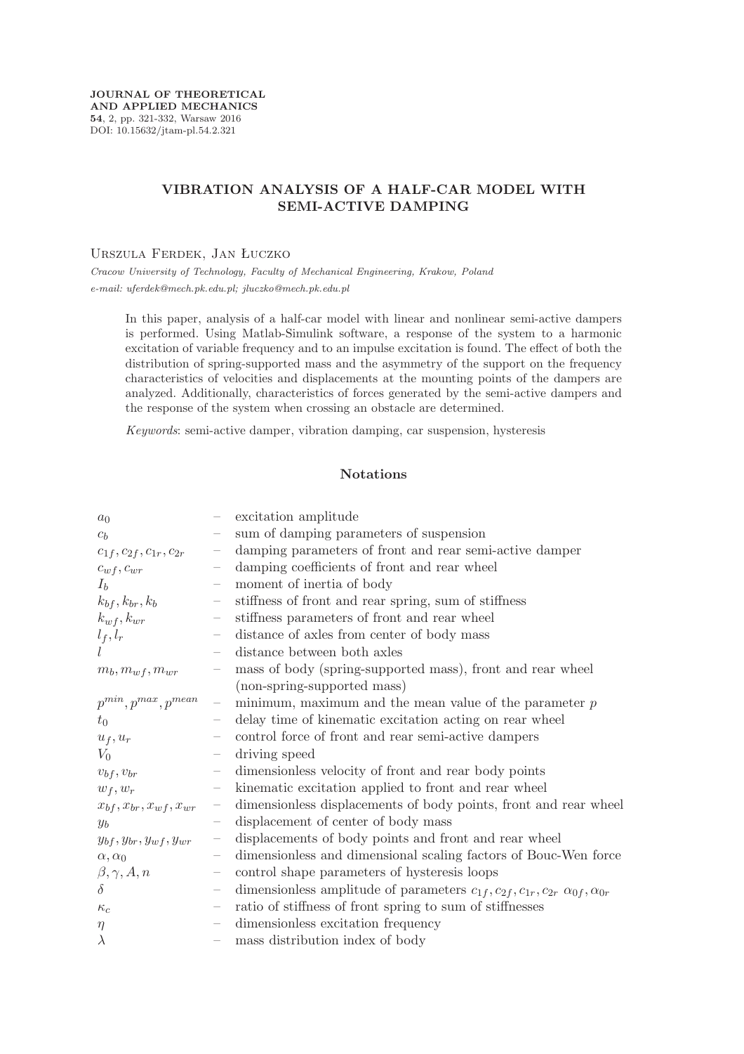JOURNAL OF THEORETICAL AND APPLIED MECHANICS
54, 2, pp. 321-332, Warsaw 2016
DOI: 10.15632/jtam-pl.54.2.321

# VIBRATION ANALYSIS OF A HALF-CAR MODEL WITH SEMI-ACTIVE DAMPING

Urszula Ferdek, Jan Łuczko

*Cracow University of Technology, Faculty of Mechanical Engineering, Krakow, Poland*
*e-mail: uferdek@mech.pk.edu.pl; jluczko@mech.pk.edu.pl*

In this paper, analysis of a half-car model with linear and nonlinear semi-active dampers is performed. Using Matlab-Simulink software, a response of the system to a harmonic excitation of variable frequency and to an impulse excitation is found. The effect of both the distribution of spring-supported mass and the asymmetry of the support on the frequency characteristics of velocities and displacements at the mounting points of the dampers are analyzed. Additionally, characteristics of forces generated by the semi-active dampers and the response of the system when crossing an obstacle are determined.

*Keywords*: semi-active damper, vibration damping, car suspension, hysteresis

## Notations

| | | |
|---|---|---|
| $a_0$ | – | excitation amplitude |
| $c_b$ | – | sum of damping parameters of suspension |
| $c_{1f}, c_{2f}, c_{1r}, c_{2r}$ | – | damping parameters of front and rear semi-active damper |
| $c_{wf}, c_{wr}$ | – | damping coefficients of front and rear wheel |
| $I_b$ | – | moment of inertia of body |
| $k_{bf}, k_{br}, k_b$ | – | stiffness of front and rear spring, sum of stiffness |
| $k_{wf}, k_{wr}$ | – | stiffness parameters of front and rear wheel |
| $l_f, l_r$ | – | distance of axles from center of body mass |
| $l$ | – | distance between both axles |
| $m_b, m_{wf}, m_{wr}$ | – | mass of body (spring-supported mass), front and rear wheel (non-spring-supported mass) |
| $p^{min}, p^{max}, p^{mean}$ | – | minimum, maximum and the mean value of the parameter $p$ |
| $t_0$ | – | delay time of kinematic excitation acting on rear wheel |
| $u_f, u_r$ | – | control force of front and rear semi-active dampers |
| $V_0$ | – | driving speed |
| $v_{bf}, v_{br}$ | – | dimensionless velocity of front and rear body points |
| $w_f, w_r$ | – | kinematic excitation applied to front and rear wheel |
| $x_{bf}, x_{br}, x_{wf}, x_{wr}$ | – | dimensionless displacements of body points, front and rear wheel |
| $y_b$ | – | displacement of center of body mass |
| $y_{bf}, y_{br}, y_{wf}, y_{wr}$ | – | displacements of body points and front and rear wheel |
| $\alpha, \alpha_0$ | – | dimensionless and dimensional scaling factors of Bouc-Wen force |
| $\beta, \gamma, A, n$ | – | control shape parameters of hysteresis loops |
| $\delta$ | – | dimensionless amplitude of parameters $c_{1f}, c_{2f}, c_{1r}, c_{2r}$ $\alpha_{0f}, \alpha_{0r}$ |
| $\kappa_c$ | – | ratio of stiffness of front spring to sum of stiffnesses |
| $\eta$ | – | dimensionless excitation frequency |
| $\lambda$ | – | mass distribution index of body |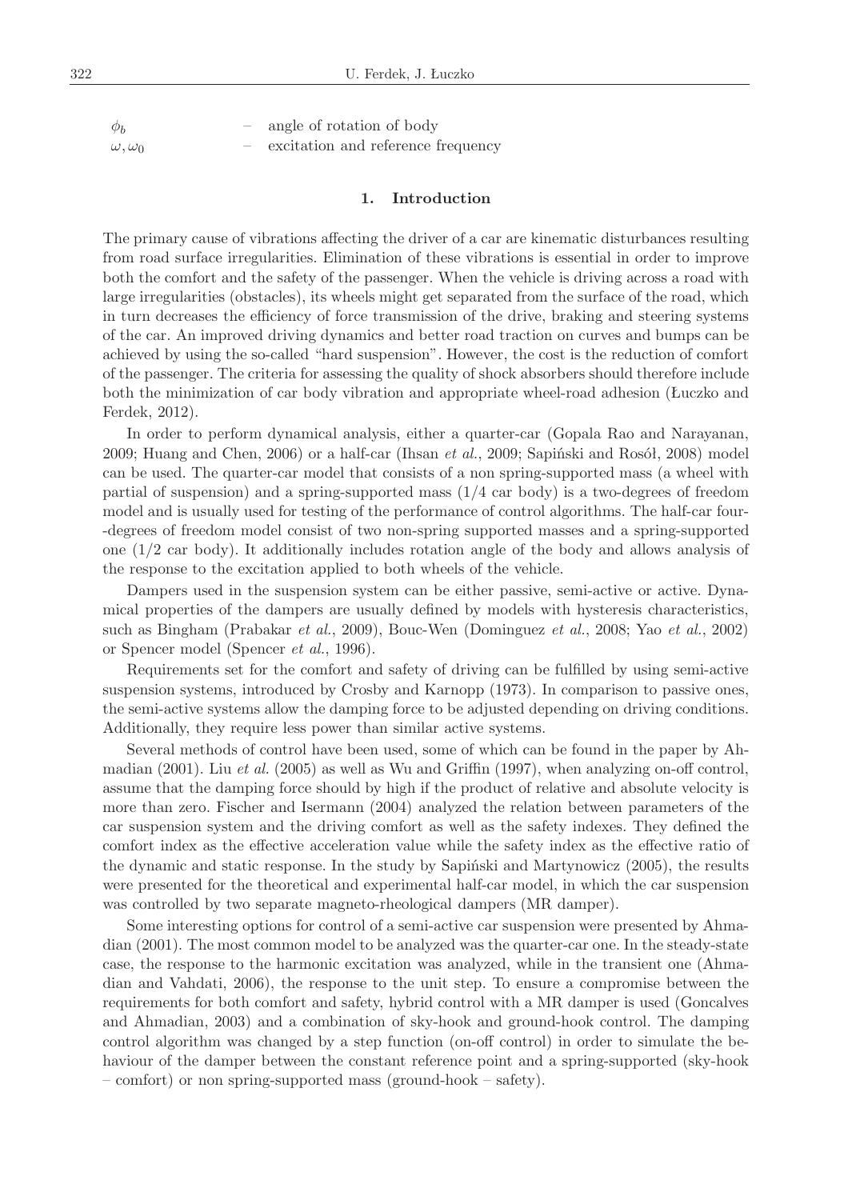| | | |
|---|---|---|
| $\phi_b$ | – | angle of rotation of body |
| $\omega, \omega_0$ | – | excitation and reference frequency |

## 1. Introduction

The primary cause of vibrations affecting the driver of a car are kinematic disturbances resulting from road surface irregularities. Elimination of these vibrations is essential in order to improve both the comfort and the safety of the passenger. When the vehicle is driving across a road with large irregularities (obstacles), its wheels might get separated from the surface of the road, which in turn decreases the efficiency of force transmission of the drive, braking and steering systems of the car. An improved driving dynamics and better road traction on curves and bumps can be achieved by using the so-called "hard suspension". However, the cost is the reduction of comfort of the passenger. The criteria for assessing the quality of shock absorbers should therefore include both the minimization of car body vibration and appropriate wheel-road adhesion (Łuczko and Ferdek, 2012).

In order to perform dynamical analysis, either a quarter-car (Gopala Rao and Narayanan, 2009; Huang and Chen, 2006) or a half-car (Ihsan *et al.*, 2009; Sapiński and Rosół, 2008) model can be used. The quarter-car model that consists of a non spring-supported mass (a wheel with partial of suspension) and a spring-supported mass (1/4 car body) is a two-degrees of freedom model and is usually used for testing of the performance of control algorithms. The half-car four-degrees of freedom model consist of two non-spring supported masses and a spring-supported one (1/2 car body). It additionally includes rotation angle of the body and allows analysis of the response to the excitation applied to both wheels of the vehicle.

Dampers used in the suspension system can be either passive, semi-active or active. Dynamical properties of the dampers are usually defined by models with hysteresis characteristics, such as Bingham (Prabakar *et al.*, 2009), Bouc-Wen (Dominguez *et al.*, 2008; Yao *et al.*, 2002) or Spencer model (Spencer *et al.*, 1996).

Requirements set for the comfort and safety of driving can be fulfilled by using semi-active suspension systems, introduced by Crosby and Karnopp (1973). In comparison to passive ones, the semi-active systems allow the damping force to be adjusted depending on driving conditions. Additionally, they require less power than similar active systems.

Several methods of control have been used, some of which can be found in the paper by Ahmadian (2001). Liu *et al.* (2005) as well as Wu and Griffin (1997), when analyzing on-off control, assume that the damping force should by high if the product of relative and absolute velocity is more than zero. Fischer and Isermann (2004) analyzed the relation between parameters of the car suspension system and the driving comfort as well as the safety indexes. They defined the comfort index as the effective acceleration value while the safety index as the effective ratio of the dynamic and static response. In the study by Sapiński and Martynowicz (2005), the results were presented for the theoretical and experimental half-car model, in which the car suspension was controlled by two separate magneto-rheological dampers (MR damper).

Some interesting options for control of a semi-active car suspension were presented by Ahmadian (2001). The most common model to be analyzed was the quarter-car one. In the steady-state case, the response to the harmonic excitation was analyzed, while in the transient one (Ahmadian and Vahdati, 2006), the response to the unit step. To ensure a compromise between the requirements for both comfort and safety, hybrid control with a MR damper is used (Goncalves and Ahmadian, 2003) and a combination of sky-hook and ground-hook control. The damping control algorithm was changed by a step function (on-off control) in order to simulate the behaviour of the damper between the constant reference point and a spring-supported (sky-hook – comfort) or non spring-supported mass (ground-hook – safety).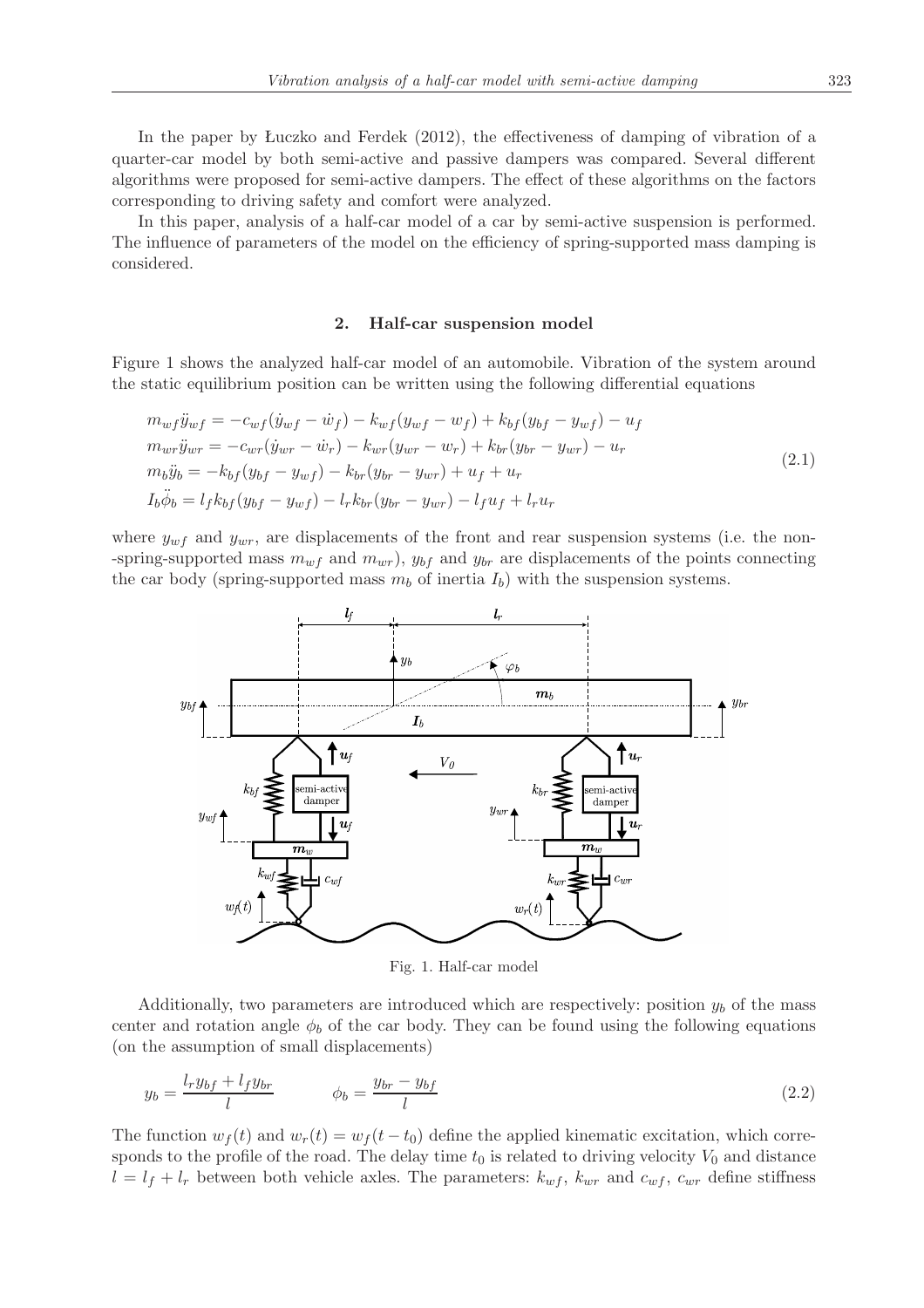In the paper by Łuczko and Ferdek (2012), the effectiveness of damping of vibration of a quarter-car model by both semi-active and passive dampers was compared. Several different algorithms were proposed for semi-active dampers. The effect of these algorithms on the factors corresponding to driving safety and comfort were analyzed.

In this paper, analysis of a half-car model of a car by semi-active suspension is performed. The influence of parameters of the model on the efficiency of spring-supported mass damping is considered.

## 2. Half-car suspension model

Figure 1 shows the analyzed half-car model of an automobile. Vibration of the system around the static equilibrium position can be written using the following differential equations

$$
\begin{aligned}
m_{wf}\ddot{y}_{wf} &= -c_{wf}(\dot{y}_{wf} - \dot{w}_f) - k_{wf}(y_{wf} - w_f) + k_{bf}(y_{bf} - y_{wf}) - u_f \\
m_{wr}\ddot{y}_{wr} &= -c_{wr}(\dot{y}_{wr} - \dot{w}_r) - k_{wr}(y_{wr} - w_r) + k_{br}(y_{br} - y_{wr}) - u_r \\
m_b\ddot{y}_b &= -k_{bf}(y_{bf} - y_{wf}) - k_{br}(y_{br} - y_{wr}) + u_f + u_r \\
I_b\ddot{\phi}_b &= l_f k_{bf}(y_{bf} - y_{wf}) - l_r k_{br}(y_{br} - y_{wr}) - l_f u_f + l_r u_r
\end{aligned}
\tag{2.1}
$$

where $y_{wf}$ and $y_{wr}$, are displacements of the front and rear suspension systems (i.e. the non--spring-supported mass $m_{wf}$ and $m_{wr}$), $y_{bf}$ and $y_{br}$ are displacements of the points connecting the car body (spring-supported mass $m_b$ of inertia $I_b$) with the suspension systems.

Fig. 1. Half-car model

Additionally, two parameters are introduced which are respectively: position $y_b$ of the mass center and rotation angle $\phi_b$ of the car body. They can be found using the following equations (on the assumption of small displacements)

$$
y_b = \frac{l_r y_{bf} + l_f y_{br}}{l} \qquad \phi_b = \frac{y_{br} - y_{bf}}{l}
\tag{2.2}
$$

The function $w_f(t)$ and $w_r(t) = w_f(t - t_0)$ define the applied kinematic excitation, which corresponds to the profile of the road. The delay time $t_0$ is related to driving velocity $V_0$ and distance $l = l_f + l_r$ between both vehicle axles. The parameters: $k_{wf}$, $k_{wr}$ and $c_{wf}$, $c_{wr}$ define stiffness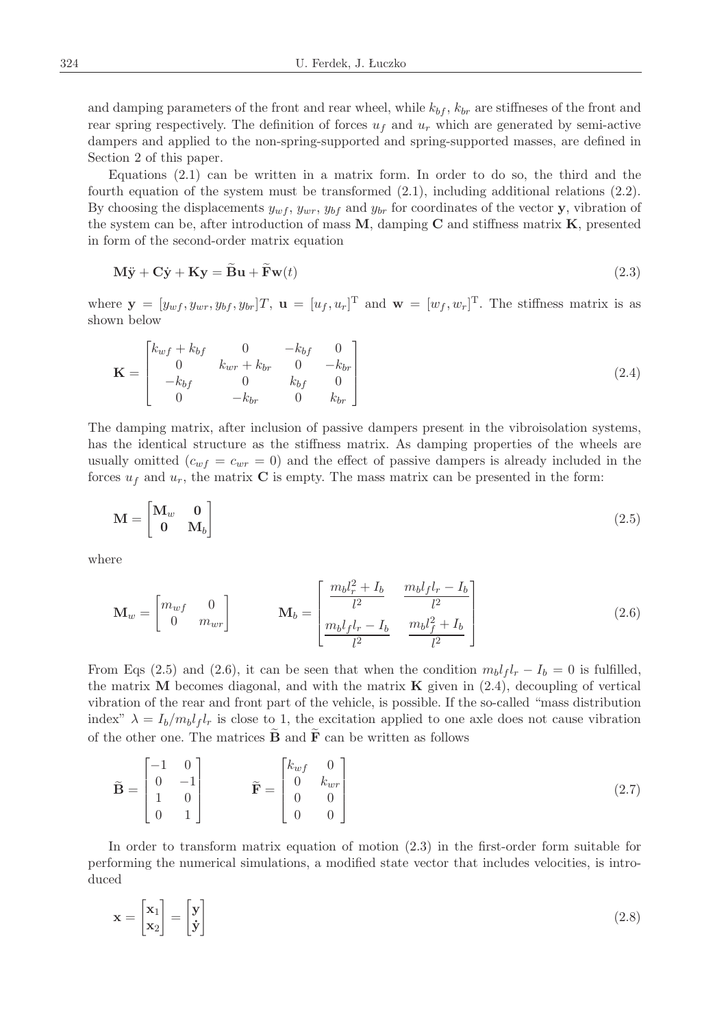and damping parameters of the front and rear wheel, while $k_{bf}$, $k_{br}$ are stiffneses of the front and rear spring respectively. The definition of forces $u_f$ and $u_r$ which are generated by semi-active dampers and applied to the non-spring-supported and spring-supported masses, are defined in Section 2 of this paper.

Equations (2.1) can be written in a matrix form. In order to do so, the third and the fourth equation of the system must be transformed (2.1), including additional relations (2.2). By choosing the displacements $y_{wf}$, $y_{wr}$, $y_{bf}$ and $y_{br}$ for coordinates of the vector $\mathbf{y}$, vibration of the system can be, after introduction of mass $\mathbf{M}$, damping $\mathbf{C}$ and stiffness matrix $\mathbf{K}$, presented in form of the second-order matrix equation

$$\mathbf{M}\ddot{\mathbf{y}} + \mathbf{C}\dot{\mathbf{y}} + \mathbf{K}\mathbf{y} = \widetilde{\mathbf{B}}\mathbf{u} + \widetilde{\mathbf{F}}\mathbf{w}(t) \tag{2.3}$$

where $\mathbf{y} = [y_{wf}, y_{wr}, y_{bf}, y_{br}]T$, $\mathbf{u} = [u_f, u_r]^{\mathrm{T}}$ and $\mathbf{w} = [w_f, w_r]^{\mathrm{T}}$. The stiffness matrix is as shown below

$$\mathbf{K} = \begin{bmatrix} k_{wf} + k_{bf} & 0 & -k_{bf} & 0 \\ 0 & k_{wr} + k_{br} & 0 & -k_{br} \\ -k_{bf} & 0 & k_{bf} & 0 \\ 0 & -k_{br} & 0 & k_{br} \end{bmatrix} \tag{2.4}$$

The damping matrix, after inclusion of passive dampers present in the vibroisolation systems, has the identical structure as the stiffness matrix. As damping properties of the wheels are usually omitted ($c_{wf} = c_{wr} = 0$) and the effect of passive dampers is already included in the forces $u_f$ and $u_r$, the matrix $\mathbf{C}$ is empty. The mass matrix can be presented in the form:

$$\mathbf{M} = \begin{bmatrix} \mathbf{M}_w & \mathbf{0} \\ \mathbf{0} & \mathbf{M}_b \end{bmatrix} \tag{2.5}$$

where

$$\mathbf{M}_w = \begin{bmatrix} m_{wf} & 0 \\ 0 & m_{wr} \end{bmatrix} \qquad \mathbf{M}_b = \begin{bmatrix} \dfrac{m_b l_r^2 + I_b}{l^2} & \dfrac{m_b l_f l_r - I_b}{l^2} \\ \dfrac{m_b l_f l_r - I_b}{l^2} & \dfrac{m_b l_f^2 + I_b}{l^2} \end{bmatrix} \tag{2.6}$$

From Eqs (2.5) and (2.6), it can be seen that when the condition $m_b l_f l_r - I_b = 0$ is fulfilled, the matrix $\mathbf{M}$ becomes diagonal, and with the matrix $\mathbf{K}$ given in (2.4), decoupling of vertical vibration of the rear and front part of the vehicle, is possible. If the so-called "mass distribution index" $\lambda = I_b/m_b l_f l_r$ is close to 1, the excitation applied to one axle does not cause vibration of the other one. The matrices $\widetilde{\mathbf{B}}$ and $\widetilde{\mathbf{F}}$ can be written as follows

$$\widetilde{\mathbf{B}} = \begin{bmatrix} -1 & 0 \\ 0 & -1 \\ 1 & 0 \\ 0 & 1 \end{bmatrix} \qquad \widetilde{\mathbf{F}} = \begin{bmatrix} k_{wf} & 0 \\ 0 & k_{wr} \\ 0 & 0 \\ 0 & 0 \end{bmatrix} \tag{2.7}$$

In order to transform matrix equation of motion (2.3) in the first-order form suitable for performing the numerical simulations, a modified state vector that includes velocities, is introduced

$$\mathbf{x} = \begin{bmatrix} \mathbf{x}_1 \\ \mathbf{x}_2 \end{bmatrix} = \begin{bmatrix} \mathbf{y} \\ \dot{\mathbf{y}} \end{bmatrix} \tag{2.8}$$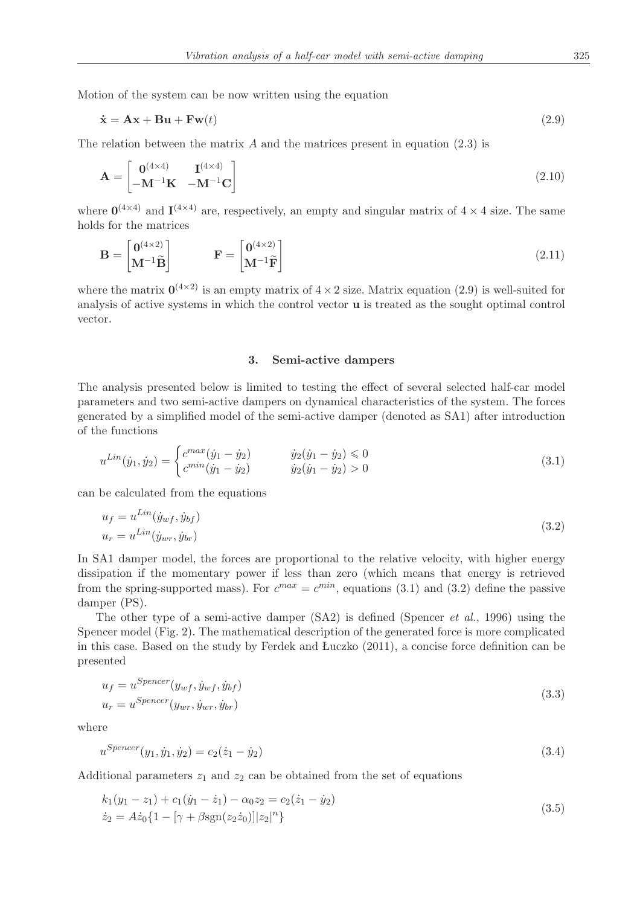Motion of the system can be now written using the equation

$$\dot{\mathbf{x}} = \mathbf{A}\mathbf{x} + \mathbf{B}\mathbf{u} + \mathbf{F}\mathbf{w}(t) \tag{2.9}$$

The relation between the matrix $A$ and the matrices present in equation (2.3) is

$$\mathbf{A} = \begin{bmatrix} \mathbf{0}^{(4\times 4)} & \mathbf{I}^{(4\times 4)} \\ -\mathbf{M}^{-1}\mathbf{K} & -\mathbf{M}^{-1}\mathbf{C} \end{bmatrix} \tag{2.10}$$

where $\mathbf{0}^{(4\times 4)}$ and $\mathbf{I}^{(4\times 4)}$ are, respectively, an empty and singular matrix of $4 \times 4$ size. The same holds for the matrices

$$\mathbf{B} = \begin{bmatrix} \mathbf{0}^{(4\times 2)} \\ \mathbf{M}^{-1}\widetilde{\mathbf{B}} \end{bmatrix} \qquad \mathbf{F} = \begin{bmatrix} \mathbf{0}^{(4\times 2)} \\ \mathbf{M}^{-1}\widetilde{\mathbf{F}} \end{bmatrix} \tag{2.11}$$

where the matrix $\mathbf{0}^{(4\times 2)}$ is an empty matrix of $4 \times 2$ size. Matrix equation (2.9) is well-suited for analysis of active systems in which the control vector $\mathbf{u}$ is treated as the sought optimal control vector.

## 3. Semi-active dampers

The analysis presented below is limited to testing the effect of several selected half-car model parameters and two semi-active dampers on dynamical characteristics of the system. The forces generated by a simplified model of the semi-active damper (denoted as SA1) after introduction of the functions

$$u^{Lin}(\dot{y}_1, \dot{y}_2) = \begin{cases} c^{max}(\dot{y}_1 - \dot{y}_2) & \dot{y}_2(\dot{y}_1 - \dot{y}_2) \leqslant 0 \\ c^{min}(\dot{y}_1 - \dot{y}_2) & \dot{y}_2(\dot{y}_1 - \dot{y}_2) > 0 \end{cases} \tag{3.1}$$

can be calculated from the equations

$$\begin{aligned} u_f &= u^{Lin}(\dot{y}_{wf}, \dot{y}_{bf}) \\ u_r &= u^{Lin}(\dot{y}_{wr}, \dot{y}_{br}) \end{aligned} \tag{3.2}$$

In SA1 damper model, the forces are proportional to the relative velocity, with higher energy dissipation if the momentary power if less than zero (which means that energy is retrieved from the spring-supported mass). For $c^{max} = c^{min}$, equations (3.1) and (3.2) define the passive damper (PS).

The other type of a semi-active damper (SA2) is defined (Spencer *et al.*, 1996) using the Spencer model (Fig. 2). The mathematical description of the generated force is more complicated in this case. Based on the study by Ferdek and Łuczko (2011), a concise force definition can be presented

$$\begin{aligned} u_f &= u^{Spencer}(y_{wf}, \dot{y}_{wf}, \dot{y}_{bf}) \\ u_r &= u^{Spencer}(y_{wr}, \dot{y}_{wr}, \dot{y}_{br}) \end{aligned} \tag{3.3}$$

where

$$u^{Spencer}(y_1, \dot{y}_1, \dot{y}_2) = c_2(\dot{z}_1 - \dot{y}_2) \tag{3.4}$$

Additional parameters $z_1$ and $z_2$ can be obtained from the set of equations

$$\begin{aligned} & k_1(y_1 - z_1) + c_1(\dot{y}_1 - \dot{z}_1) - \alpha_0 z_2 = c_2(\dot{z}_1 - \dot{y}_2) \\ & \dot{z}_2 = A\dot{z}_0\{1 - [\gamma + \beta\mathrm{sgn}(z_2\dot{z}_0)]|z_2|^n\} \end{aligned} \tag{3.5}$$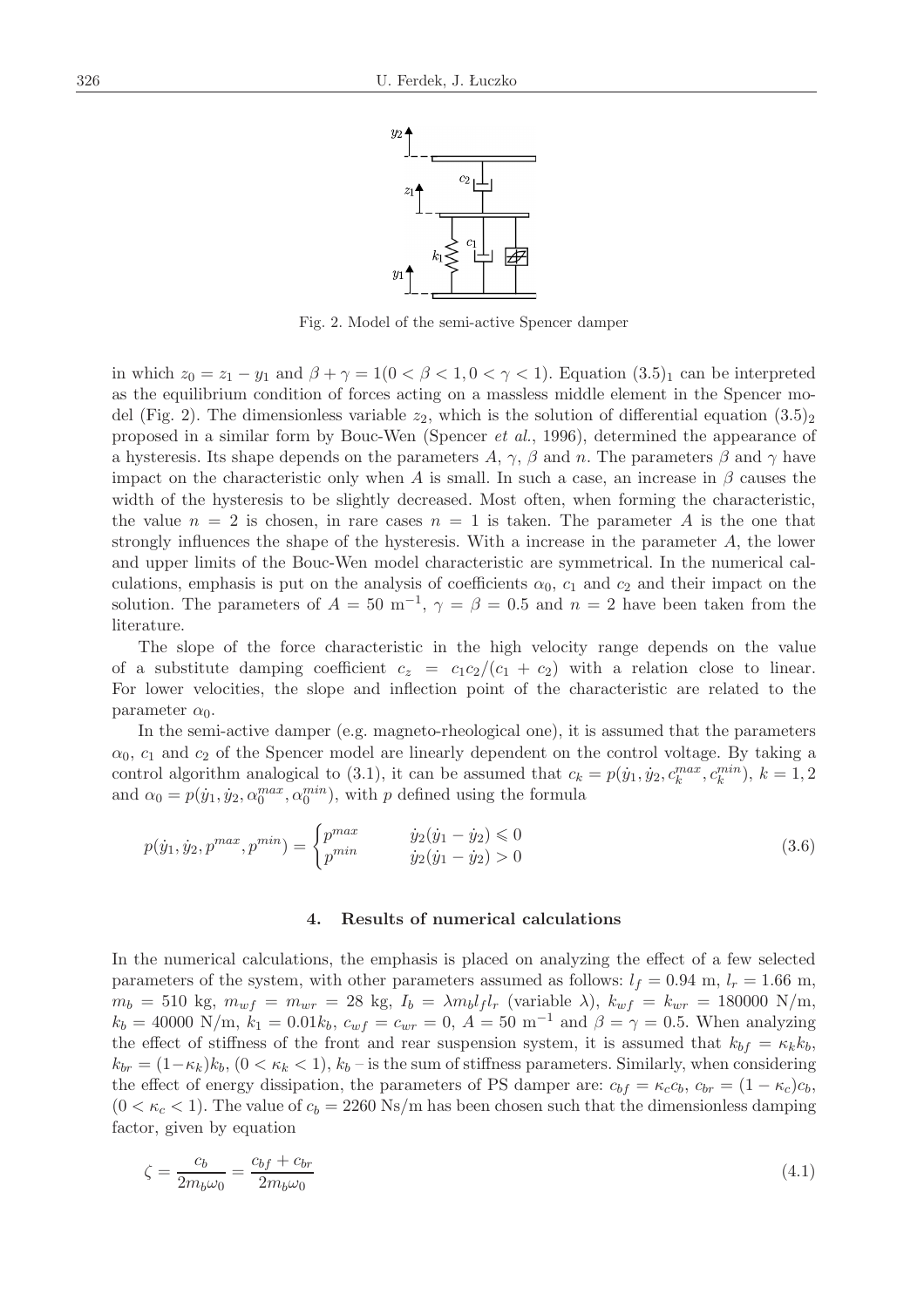Fig. 2. Model of the semi-active Spencer damper

in which $z_0 = z_1 - y_1$ and $\beta + \gamma = 1 (0 < \beta < 1, 0 < \gamma < 1)$. Equation $(3.5)_1$ can be interpreted as the equilibrium condition of forces acting on a massless middle element in the Spencer model (Fig. 2). The dimensionless variable $z_2$, which is the solution of differential equation $(3.5)_2$ proposed in a similar form by Bouc-Wen (Spencer *et al.*, 1996), determined the appearance of a hysteresis. Its shape depends on the parameters $A$, $\gamma$, $\beta$ and $n$. The parameters $\beta$ and $\gamma$ have impact on the characteristic only when $A$ is small. In such a case, an increase in $\beta$ causes the width of the hysteresis to be slightly decreased. Most often, when forming the characteristic, the value $n = 2$ is chosen, in rare cases $n = 1$ is taken. The parameter $A$ is the one that strongly influences the shape of the hysteresis. With a increase in the parameter $A$, the lower and upper limits of the Bouc-Wen model characteristic are symmetrical. In the numerical calculations, emphasis is put on the analysis of coefficients $\alpha_0$, $c_1$ and $c_2$ and their impact on the solution. The parameters of $A = 50\ \mathrm{m}^{-1}$, $\gamma = \beta = 0.5$ and $n = 2$ have been taken from the literature.

The slope of the force characteristic in the high velocity range depends on the value of a substitute damping coefficient $c_z = c_1c_2/(c_1 + c_2)$ with a relation close to linear. For lower velocities, the slope and inflection point of the characteristic are related to the parameter $\alpha_0$.

In the semi-active damper (e.g. magneto-rheological one), it is assumed that the parameters $\alpha_0$, $c_1$ and $c_2$ of the Spencer model are linearly dependent on the control voltage. By taking a control algorithm analogical to (3.1), it can be assumed that $c_k = p(\dot{y}_1, \dot{y}_2, c_k^{max}, c_k^{min})$, $k = 1, 2$ and $\alpha_0 = p(\dot{y}_1, \dot{y}_2, \alpha_0^{max}, \alpha_0^{min})$, with $p$ defined using the formula

$$
p(\dot{y}_1, \dot{y}_2, p^{max}, p^{min}) = \begin{cases} p^{max} & \dot{y}_2(\dot{y}_1 - \dot{y}_2) \leqslant 0 \\ p^{min} & \dot{y}_2(\dot{y}_1 - \dot{y}_2) > 0 \end{cases} \tag{3.6}
$$

## 4. Results of numerical calculations

In the numerical calculations, the emphasis is placed on analyzing the effect of a few selected parameters of the system, with other parameters assumed as follows: $l_f = 0.94$ m, $l_r = 1.66$ m, $m_b = 510$ kg, $m_{wf} = m_{wr} = 28$ kg, $I_b = \lambda m_b l_f l_r$ (variable $\lambda$), $k_{wf} = k_{wr} = 180000$ N/m, $k_b = 40000$ N/m, $k_1 = 0.01k_b$, $c_{wf} = c_{wr} = 0$, $A = 50\ \mathrm{m}^{-1}$ and $\beta = \gamma = 0.5$. When analyzing the effect of stiffness of the front and rear suspension system, it is assumed that $k_{bf} = \kappa_k k_b$, $k_{br} = (1-\kappa_k)k_b$, $(0 < \kappa_k < 1)$, $k_b$ – is the sum of stiffness parameters. Similarly, when considering the effect of energy dissipation, the parameters of PS damper are: $c_{bf} = \kappa_c c_b$, $c_{br} = (1 - \kappa_c)c_b$, $(0 < \kappa_c < 1)$. The value of $c_b = 2260$ Ns/m has been chosen such that the dimensionless damping factor, given by equation

$$
\zeta = \frac{c_b}{2m_b\omega_0} = \frac{c_{bf} + c_{br}}{2m_b\omega_0} \tag{4.1}
$$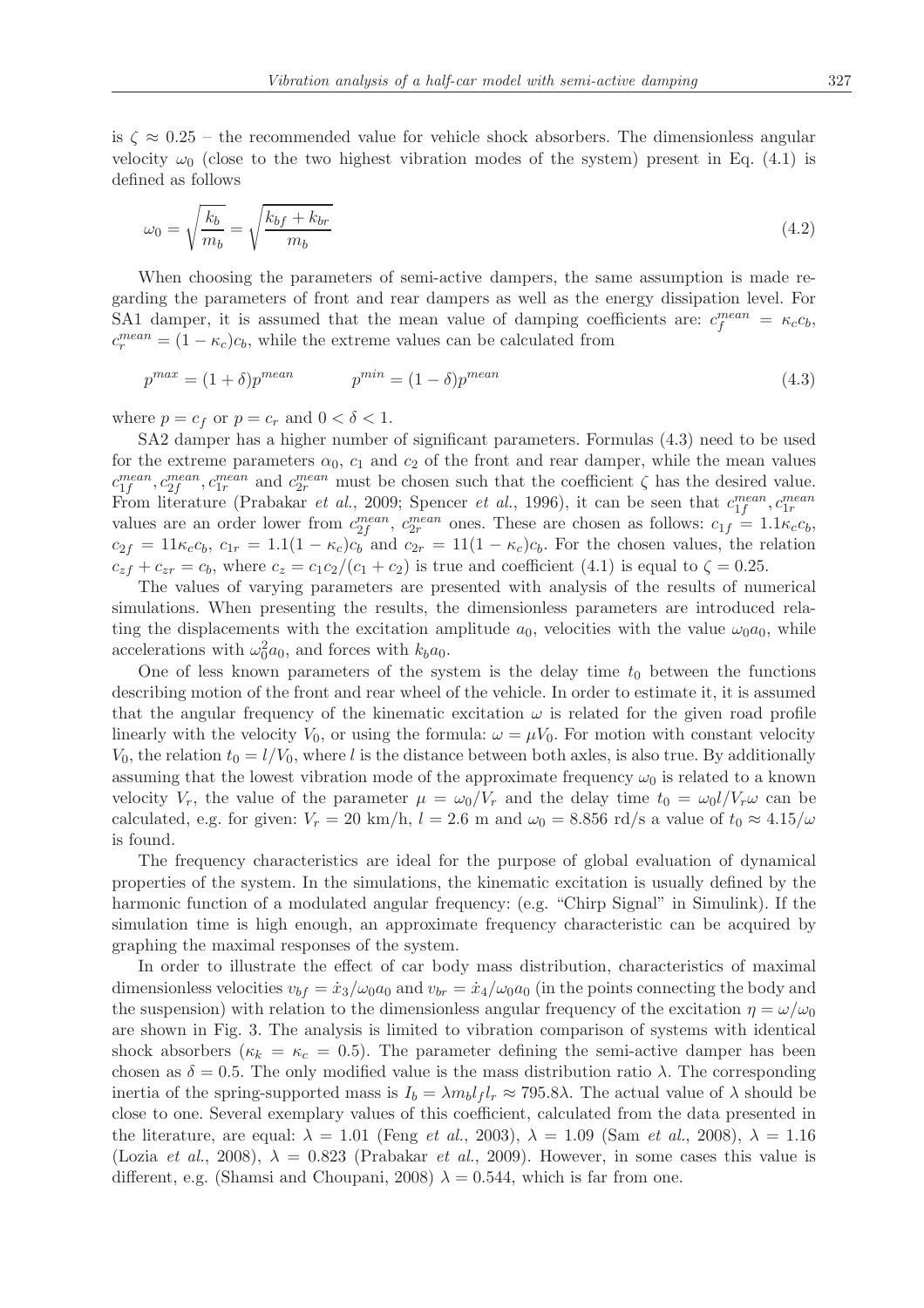is $\zeta \approx 0.25$ – the recommended value for vehicle shock absorbers. The dimensionless angular velocity $\omega_0$ (close to the two highest vibration modes of the system) present in Eq. (4.1) is defined as follows

$$\omega_0 = \sqrt{\frac{k_b}{m_b}} = \sqrt{\frac{k_{bf} + k_{br}}{m_b}} \tag{4.2}$$

When choosing the parameters of semi-active dampers, the same assumption is made regarding the parameters of front and rear dampers as well as the energy dissipation level. For SA1 damper, it is assumed that the mean value of damping coefficients are: $c_f^{mean} = \kappa_c c_b$, $c_r^{mean} = (1 - \kappa_c) c_b$, while the extreme values can be calculated from

$$p^{max} = (1 + \delta) p^{mean} \qquad\qquad p^{min} = (1 - \delta) p^{mean} \tag{4.3}$$

where $p = c_f$ or $p = c_r$ and $0 < \delta < 1$.

SA2 damper has a higher number of significant parameters. Formulas (4.3) need to be used for the extreme parameters $\alpha_0$, $c_1$ and $c_2$ of the front and rear damper, while the mean values $c_{1f}^{mean}, c_{2f}^{mean}, c_{1r}^{mean}$ and $c_{2r}^{mean}$ must be chosen such that the coefficient $\zeta$ has the desired value. From literature (Prabakar *et al.*, 2009; Spencer *et al.*, 1996), it can be seen that $c_{1f}^{mean}, c_{1r}^{mean}$ values are an order lower from $c_{2f}^{mean}$, $c_{2r}^{mean}$ ones. These are chosen as follows: $c_{1f} = 1.1\kappa_c c_b$, $c_{2f} = 11\kappa_c c_b$, $c_{1r} = 1.1(1 - \kappa_c) c_b$ and $c_{2r} = 11(1 - \kappa_c) c_b$. For the chosen values, the relation $c_{zf} + c_{zr} = c_b$, where $c_z = c_1 c_2/(c_1 + c_2)$ is true and coefficient (4.1) is equal to $\zeta = 0.25$.

The values of varying parameters are presented with analysis of the results of numerical simulations. When presenting the results, the dimensionless parameters are introduced relating the displacements with the excitation amplitude $a_0$, velocities with the value $\omega_0 a_0$, while accelerations with $\omega_0^2 a_0$, and forces with $k_b a_0$.

One of less known parameters of the system is the delay time $t_0$ between the functions describing motion of the front and rear wheel of the vehicle. In order to estimate it, it is assumed that the angular frequency of the kinematic excitation $\omega$ is related for the given road profile linearly with the velocity $V_0$, or using the formula: $\omega = \mu V_0$. For motion with constant velocity $V_0$, the relation $t_0 = l/V_0$, where $l$ is the distance between both axles, is also true. By additionally assuming that the lowest vibration mode of the approximate frequency $\omega_0$ is related to a known velocity $V_r$, the value of the parameter $\mu = \omega_0/V_r$ and the delay time $t_0 = \omega_0 l/V_r \omega$ can be calculated, e.g. for given: $V_r = 20$ km/h, $l = 2.6$ m and $\omega_0 = 8.856$ rd/s a value of $t_0 \approx 4.15/\omega$ is found.

The frequency characteristics are ideal for the purpose of global evaluation of dynamical properties of the system. In the simulations, the kinematic excitation is usually defined by the harmonic function of a modulated angular frequency: (e.g. "Chirp Signal" in Simulink). If the simulation time is high enough, an approximate frequency characteristic can be acquired by graphing the maximal responses of the system.

In order to illustrate the effect of car body mass distribution, characteristics of maximal dimensionless velocities $v_{bf} = \dot{x}_3/\omega_0 a_0$ and $v_{br} = \dot{x}_4/\omega_0 a_0$ (in the points connecting the body and the suspension) with relation to the dimensionless angular frequency of the excitation $\eta = \omega/\omega_0$ are shown in Fig. 3. The analysis is limited to vibration comparison of systems with identical shock absorbers ($\kappa_k = \kappa_c = 0.5$). The parameter defining the semi-active damper has been chosen as $\delta = 0.5$. The only modified value is the mass distribution ratio $\lambda$. The corresponding inertia of the spring-supported mass is $I_b = \lambda m_b l_f l_r \approx 795.8\lambda$. The actual value of $\lambda$ should be close to one. Several exemplary values of this coefficient, calculated from the data presented in the literature, are equal: $\lambda = 1.01$ (Feng *et al.*, 2003), $\lambda = 1.09$ (Sam *et al.*, 2008), $\lambda = 1.16$ (Lozia *et al.*, 2008), $\lambda = 0.823$ (Prabakar *et al.*, 2009). However, in some cases this value is different, e.g. (Shamsi and Choupani, 2008) $\lambda = 0.544$, which is far from one.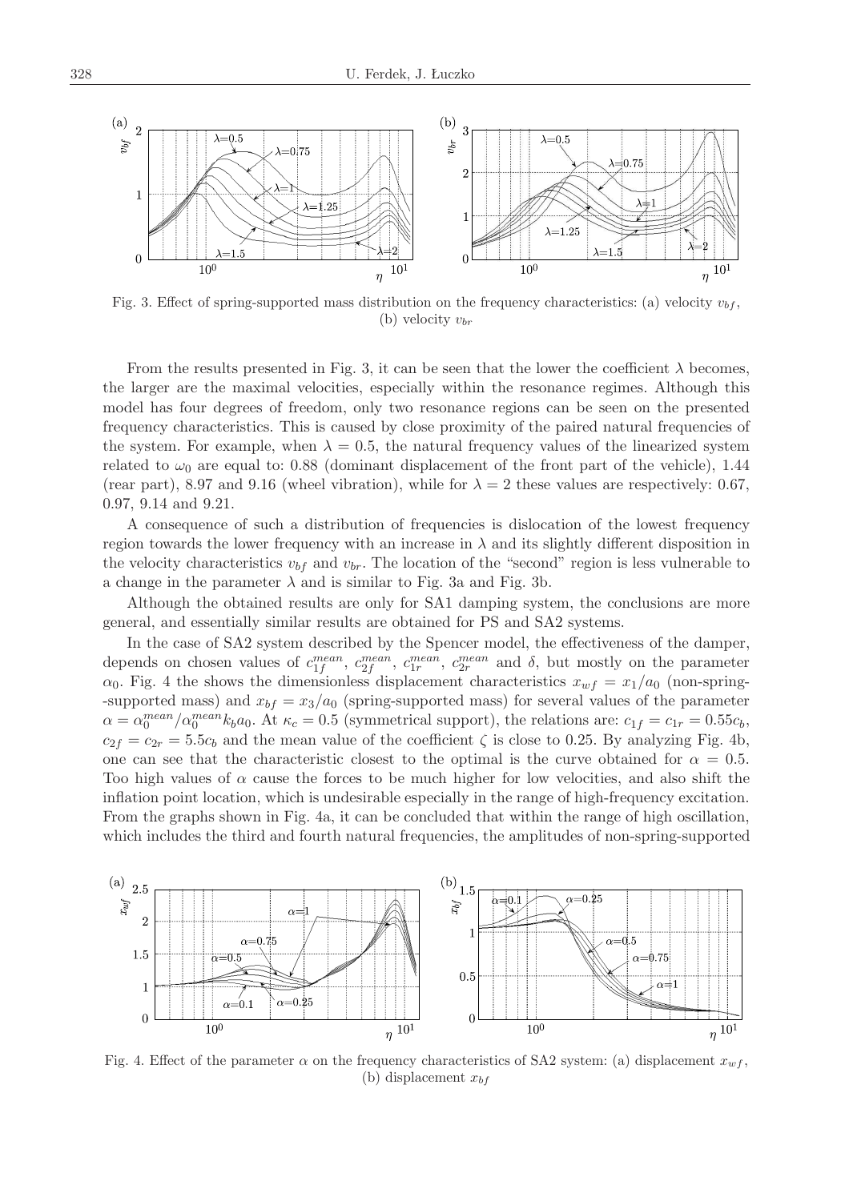Fig. 3. Effect of spring-supported mass distribution on the frequency characteristics: (a) velocity $v_{bf}$, (b) velocity $v_{br}$

From the results presented in Fig. 3, it can be seen that the lower the coefficient $\lambda$ becomes, the larger are the maximal velocities, especially within the resonance regimes. Although this model has four degrees of freedom, only two resonance regions can be seen on the presented frequency characteristics. This is caused by close proximity of the paired natural frequencies of the system. For example, when $\lambda = 0.5$, the natural frequency values of the linearized system related to $\omega_0$ are equal to: 0.88 (dominant displacement of the front part of the vehicle), 1.44 (rear part), 8.97 and 9.16 (wheel vibration), while for $\lambda = 2$ these values are respectively: 0.67, 0.97, 9.14 and 9.21.

A consequence of such a distribution of frequencies is dislocation of the lowest frequency region towards the lower frequency with an increase in $\lambda$ and its slightly different disposition in the velocity characteristics $v_{bf}$ and $v_{br}$. The location of the "second" region is less vulnerable to a change in the parameter $\lambda$ and is similar to Fig. 3a and Fig. 3b.

Although the obtained results are only for SA1 damping system, the conclusions are more general, and essentially similar results are obtained for PS and SA2 systems.

In the case of SA2 system described by the Spencer model, the effectiveness of the damper, depends on chosen values of $c_{1f}^{mean}$, $c_{2f}^{mean}$, $c_{1r}^{mean}$, $c_{2r}^{mean}$ and $\delta$, but mostly on the parameter $\alpha_0$. Fig. 4 the shows the dimensionless displacement characteristics $x_{wf} = x_1/a_0$ (non-spring-supported mass) and $x_{bf} = x_3/a_0$ (spring-supported mass) for several values of the parameter $\alpha = \alpha_0^{mean}/\alpha_0^{mean} k_b a_0$. At $\kappa_c = 0.5$ (symmetrical support), the relations are: $c_{1f} = c_{1r} = 0.55c_b$, $c_{2f} = c_{2r} = 5.5c_b$ and the mean value of the coefficient $\zeta$ is close to 0.25. By analyzing Fig. 4b, one can see that the characteristic closest to the optimal is the curve obtained for $\alpha = 0.5$. Too high values of $\alpha$ cause the forces to be much higher for low velocities, and also shift the inflation point location, which is undesirable especially in the range of high-frequency excitation. From the graphs shown in Fig. 4a, it can be concluded that within the range of high oscillation, which includes the third and fourth natural frequencies, the amplitudes of non-spring-supported

Fig. 4. Effect of the parameter $\alpha$ on the frequency characteristics of SA2 system: (a) displacement $x_{wf}$, (b) displacement $x_{bf}$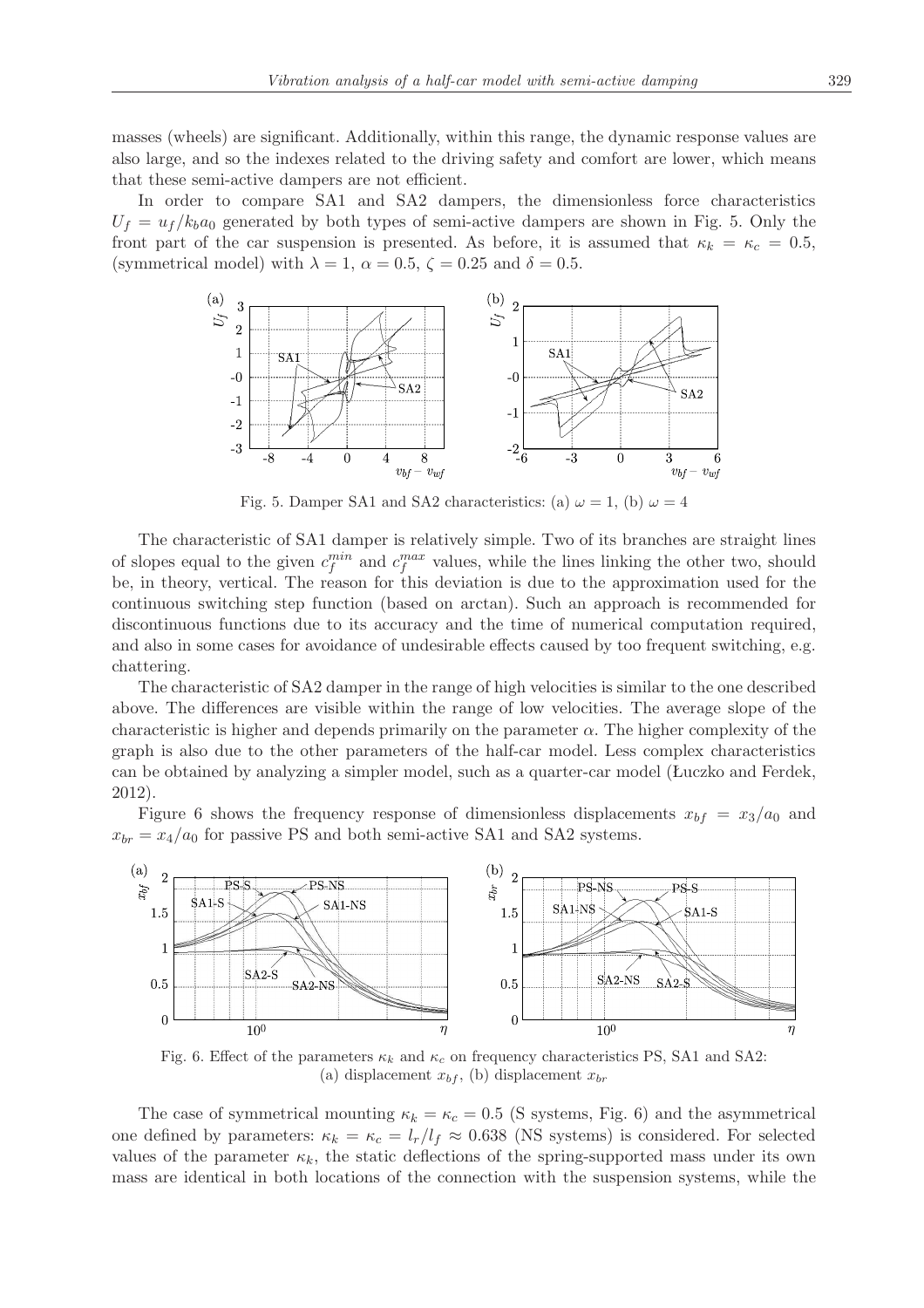masses (wheels) are significant. Additionally, within this range, the dynamic response values are also large, and so the indexes related to the driving safety and comfort are lower, which means that these semi-active dampers are not efficient.

In order to compare SA1 and SA2 dampers, the dimensionless force characteristics $U_f = u_f/k_b a_0$ generated by both types of semi-active dampers are shown in Fig. 5. Only the front part of the car suspension is presented. As before, it is assumed that $\kappa_k = \kappa_c = 0.5$, (symmetrical model) with $\lambda = 1$, $\alpha = 0.5$, $\zeta = 0.25$ and $\delta = 0.5$.

Fig. 5. Damper SA1 and SA2 characteristics: (a) $\omega = 1$, (b) $\omega = 4$

The characteristic of SA1 damper is relatively simple. Two of its branches are straight lines of slopes equal to the given $c_f^{min}$ and $c_f^{max}$ values, while the lines linking the other two, should be, in theory, vertical. The reason for this deviation is due to the approximation used for the continuous switching step function (based on arctan). Such an approach is recommended for discontinuous functions due to its accuracy and the time of numerical computation required, and also in some cases for avoidance of undesirable effects caused by too frequent switching, e.g. chattering.

The characteristic of SA2 damper in the range of high velocities is similar to the one described above. The differences are visible within the range of low velocities. The average slope of the characteristic is higher and depends primarily on the parameter $\alpha$. The higher complexity of the graph is also due to the other parameters of the half-car model. Less complex characteristics can be obtained by analyzing a simpler model, such as a quarter-car model (Łuczko and Ferdek, 2012).

Figure 6 shows the frequency response of dimensionless displacements $x_{bf} = x_3/a_0$ and $x_{br} = x_4/a_0$ for passive PS and both semi-active SA1 and SA2 systems.

Fig. 6. Effect of the parameters $\kappa_k$ and $\kappa_c$ on frequency characteristics PS, SA1 and SA2: (a) displacement $x_{bf}$, (b) displacement $x_{br}$

The case of symmetrical mounting $\kappa_k = \kappa_c = 0.5$ (S systems, Fig. 6) and the asymmetrical one defined by parameters: $\kappa_k = \kappa_c = l_r/l_f \approx 0.638$ (NS systems) is considered. For selected values of the parameter $\kappa_k$, the static deflections of the spring-supported mass under its own mass are identical in both locations of the connection with the suspension systems, while the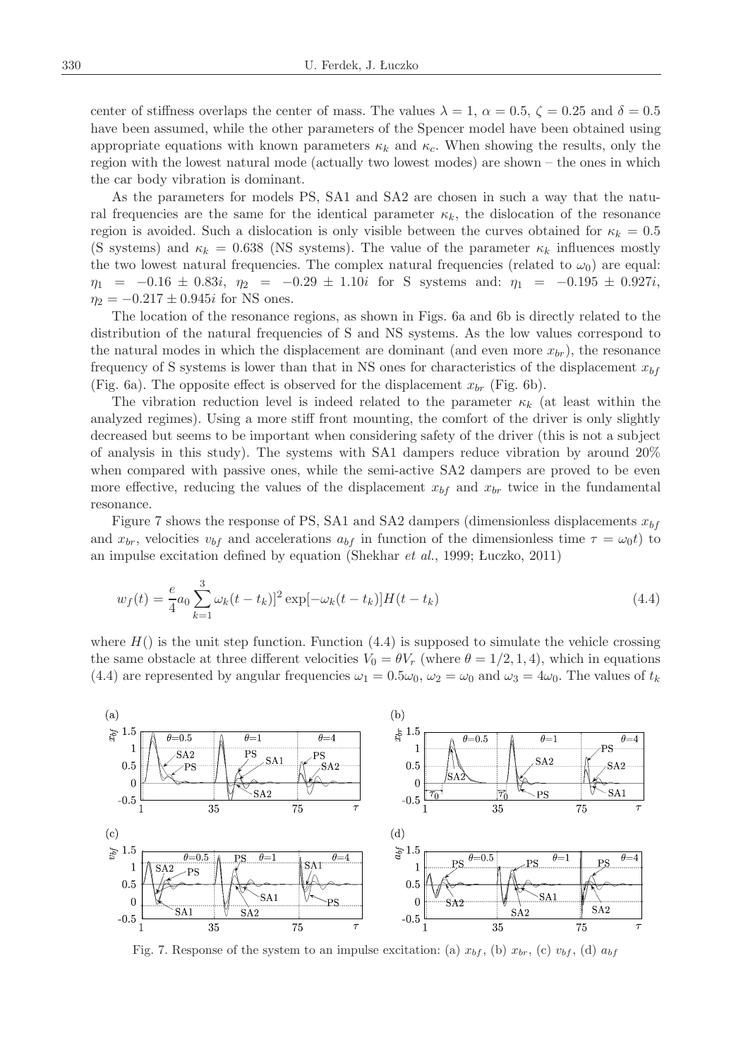center of stiffness overlaps the center of mass. The values $\lambda = 1$, $\alpha = 0.5$, $\zeta = 0.25$ and $\delta = 0.5$ have been assumed, while the other parameters of the Spencer model have been obtained using appropriate equations with known parameters $\kappa_k$ and $\kappa_c$. When showing the results, only the region with the lowest natural mode (actually two lowest modes) are shown – the ones in which the car body vibration is dominant.

As the parameters for models PS, SA1 and SA2 are chosen in such a way that the natural frequencies are the same for the identical parameter $\kappa_k$, the dislocation of the resonance region is avoided. Such a dislocation is only visible between the curves obtained for $\kappa_k = 0.5$ (S systems) and $\kappa_k = 0.638$ (NS systems). The value of the parameter $\kappa_k$ influences mostly the two lowest natural frequencies. The complex natural frequencies (related to $\omega_0$) are equal: $\eta_1 = -0.16 \pm 0.83i$, $\eta_2 = -0.29 \pm 1.10i$ for S systems and: $\eta_1 = -0.195 \pm 0.927i$, $\eta_2 = -0.217 \pm 0.945i$ for NS ones.

The location of the resonance regions, as shown in Figs. 6a and 6b is directly related to the distribution of the natural frequencies of S and NS systems. As the low values correspond to the natural modes in which the displacement are dominant (and even more $x_{br}$), the resonance frequency of S systems is lower than that in NS ones for characteristics of the displacement $x_{bf}$ (Fig. 6a). The opposite effect is observed for the displacement $x_{br}$ (Fig. 6b).

The vibration reduction level is indeed related to the parameter $\kappa_k$ (at least within the analyzed regimes). Using a more stiff front mounting, the comfort of the driver is only slightly decreased but seems to be important when considering safety of the driver (this is not a subject of analysis in this study). The systems with SA1 dampers reduce vibration by around 20% when compared with passive ones, while the semi-active SA2 dampers are proved to be even more effective, reducing the values of the displacement $x_{bf}$ and $x_{br}$ twice in the fundamental resonance.

Figure 7 shows the response of PS, SA1 and SA2 dampers (dimensionless displacements $x_{bf}$ and $x_{br}$, velocities $v_{bf}$ and accelerations $a_{bf}$ in function of the dimensionless time $\tau = \omega_0 t$) to an impulse excitation defined by equation (Shekhar *et al.*, 1999; Łuczko, 2011)

$$w_f(t) = \frac{e}{4} a_0 \sum_{k=1}^{3} \omega_k (t - t_k)]^2 \exp[-\omega_k (t - t_k)] H(t - t_k) \tag{4.4}$$

where $H()$ is the unit step function. Function (4.4) is supposed to simulate the vehicle crossing the same obstacle at three different velocities $V_0 = \theta V_r$ (where $\theta = 1/2, 1, 4$), which in equations (4.4) are represented by angular frequencies $\omega_1 = 0.5\omega_0$, $\omega_2 = \omega_0$ and $\omega_3 = 4\omega_0$. The values of $t_k$

Fig. 7. Response of the system to an impulse excitation: (a) $x_{bf}$, (b) $x_{br}$, (c) $v_{bf}$, (d) $a_{bf}$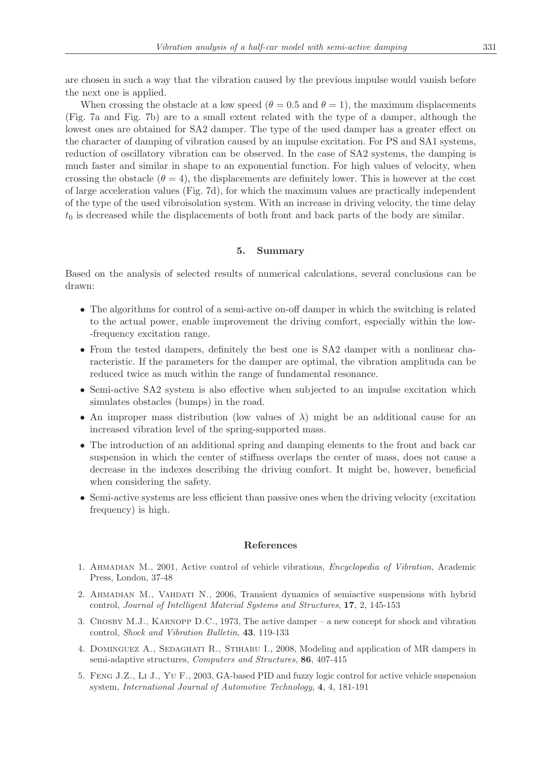are chosen in such a way that the vibration caused by the previous impulse would vanish before the next one is applied.

When crossing the obstacle at a low speed ($\theta = 0.5$ and $\theta = 1$), the maximum displacements (Fig. 7a and Fig. 7b) are to a small extent related with the type of a damper, although the lowest ones are obtained for SA2 damper. The type of the used damper has a greater effect on the character of damping of vibration caused by an impulse excitation. For PS and SA1 systems, reduction of oscillatory vibration can be observed. In the case of SA2 systems, the damping is much faster and similar in shape to an exponential function. For high values of velocity, when crossing the obstacle ($\theta = 4$), the displacements are definitely lower. This is however at the cost of large acceleration values (Fig. 7d), for which the maximum values are practically independent of the type of the used vibroisolation system. With an increase in driving velocity, the time delay $t_0$ is decreased while the displacements of both front and back parts of the body are similar.

## 5. Summary

Based on the analysis of selected results of numerical calculations, several conclusions can be drawn:

- The algorithms for control of a semi-active on-off damper in which the switching is related to the actual power, enable improvement the driving comfort, especially within the low--frequency excitation range.
- From the tested dampers, definitely the best one is SA2 damper with a nonlinear characteristic. If the parameters for the damper are optimal, the vibration amplituda can be reduced twice as much within the range of fundamental resonance.
- Semi-active SA2 system is also effective when subjected to an impulse excitation which simulates obstacles (bumps) in the road.
- An improper mass distribution (low values of $\lambda$) might be an additional cause for an increased vibration level of the spring-supported mass.
- The introduction of an additional spring and damping elements to the front and back car suspension in which the center of stiffness overlaps the center of mass, does not cause a decrease in the indexes describing the driving comfort. It might be, however, beneficial when considering the safety.
- Semi-active systems are less efficient than passive ones when the driving velocity (excitation frequency) is high.

## References

1. Ahmadian M., 2001, Active control of vehicle vibrations, *Encyclopedia of Vibration*, Academic Press, London, 37-48
2. Ahmadian M., Vahdati N., 2006, Transient dynamics of semiactive suspensions with hybrid control, *Journal of Intelligent Material Systems and Structures*, **17**, 2, 145-153
3. Crosby M.J., Karnopp D.C., 1973, The active damper – a new concept for shock and vibration control, *Shock and Vibration Bulletin*, **43**, 119-133
4. Dominguez A., Sedaghati R., Stiharu I., 2008, Modeling and application of MR dampers in semi-adaptive structures, *Computers and Structures*, **86**, 407-415
5. Feng J.Z., Li J., Yu F., 2003, GA-based PID and fuzzy logic control for active vehicle suspension system, *International Journal of Automotive Technology*, **4**, 4, 181-191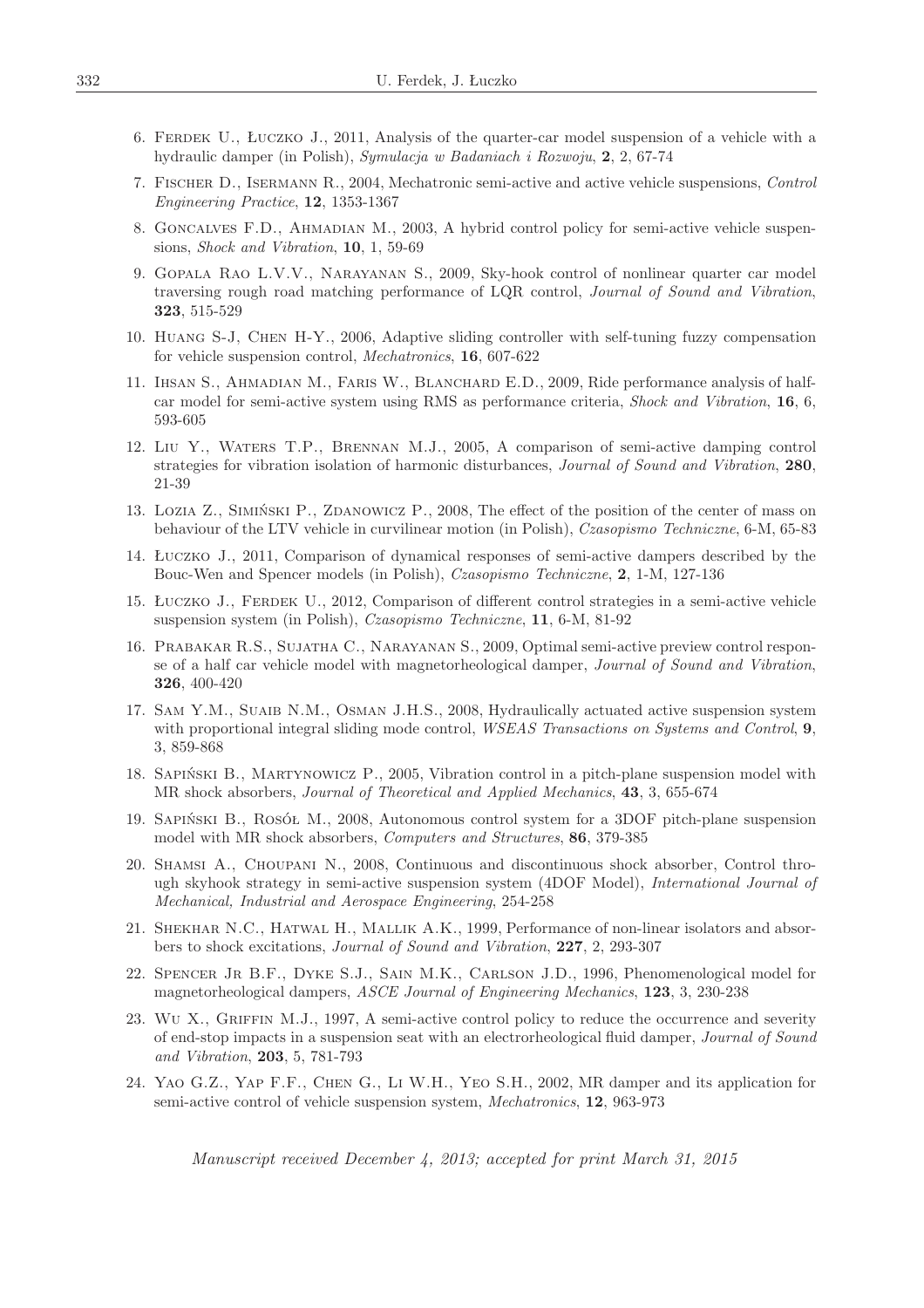6. Ferdek U., Łuczko J., 2011, Analysis of the quarter-car model suspension of a vehicle with a hydraulic damper (in Polish), *Symulacja w Badaniach i Rozwoju*, **2**, 2, 67-74
7. Fischer D., Isermann R., 2004, Mechatronic semi-active and active vehicle suspensions, *Control Engineering Practice*, **12**, 1353-1367
8. Goncalves F.D., Ahmadian M., 2003, A hybrid control policy for semi-active vehicle suspensions, *Shock and Vibration*, **10**, 1, 59-69
9. Gopala Rao L.V.V., Narayanan S., 2009, Sky-hook control of nonlinear quarter car model traversing rough road matching performance of LQR control, *Journal of Sound and Vibration*, **323**, 515-529
10. Huang S-J, Chen H-Y., 2006, Adaptive sliding controller with self-tuning fuzzy compensation for vehicle suspension control, *Mechatronics*, **16**, 607-622
11. Ihsan S., Ahmadian M., Faris W., Blanchard E.D., 2009, Ride performance analysis of half-car model for semi-active system using RMS as performance criteria, *Shock and Vibration*, **16**, 6, 593-605
12. Liu Y., Waters T.P., Brennan M.J., 2005, A comparison of semi-active damping control strategies for vibration isolation of harmonic disturbances, *Journal of Sound and Vibration*, **280**, 21-39
13. Lozia Z., Simiński P., Zdanowicz P., 2008, The effect of the position of the center of mass on behaviour of the LTV vehicle in curvilinear motion (in Polish), *Czasopismo Techniczne*, 6-M, 65-83
14. Łuczko J., 2011, Comparison of dynamical responses of semi-active dampers described by the Bouc-Wen and Spencer models (in Polish), *Czasopismo Techniczne*, **2**, 1-M, 127-136
15. Łuczko J., Ferdek U., 2012, Comparison of different control strategies in a semi-active vehicle suspension system (in Polish), *Czasopismo Techniczne*, **11**, 6-M, 81-92
16. Prabakar R.S., Sujatha C., Narayanan S., 2009, Optimal semi-active preview control response of a half car vehicle model with magnetorheological damper, *Journal of Sound and Vibration*, **326**, 400-420
17. Sam Y.M., Suaib N.M., Osman J.H.S., 2008, Hydraulically actuated active suspension system with proportional integral sliding mode control, *WSEAS Transactions on Systems and Control*, **9**, 3, 859-868
18. Sapiński B., Martynowicz P., 2005, Vibration control in a pitch-plane suspension model with MR shock absorbers, *Journal of Theoretical and Applied Mechanics*, **43**, 3, 655-674
19. Sapiński B., Rosół M., 2008, Autonomous control system for a 3DOF pitch-plane suspension model with MR shock absorbers, *Computers and Structures*, **86**, 379-385
20. Shamsi A., Choupani N., 2008, Continuous and discontinuous shock absorber, Control through skyhook strategy in semi-active suspension system (4DOF Model), *International Journal of Mechanical, Industrial and Aerospace Engineering*, 254-258
21. Shekhar N.C., Hatwal H., Mallik A.K., 1999, Performance of non-linear isolators and absorbers to shock excitations, *Journal of Sound and Vibration*, **227**, 2, 293-307
22. Spencer Jr B.F., Dyke S.J., Sain M.K., Carlson J.D., 1996, Phenomenological model for magnetorheological dampers, *ASCE Journal of Engineering Mechanics*, **123**, 3, 230-238
23. Wu X., Griffin M.J., 1997, A semi-active control policy to reduce the occurrence and severity of end-stop impacts in a suspension seat with an electrorheological fluid damper, *Journal of Sound and Vibration*, **203**, 5, 781-793
24. Yao G.Z., Yap F.F., Chen G., Li W.H., Yeo S.H., 2002, MR damper and its application for semi-active control of vehicle suspension system, *Mechatronics*, **12**, 963-973

*Manuscript received December 4, 2013; accepted for print March 31, 2015*